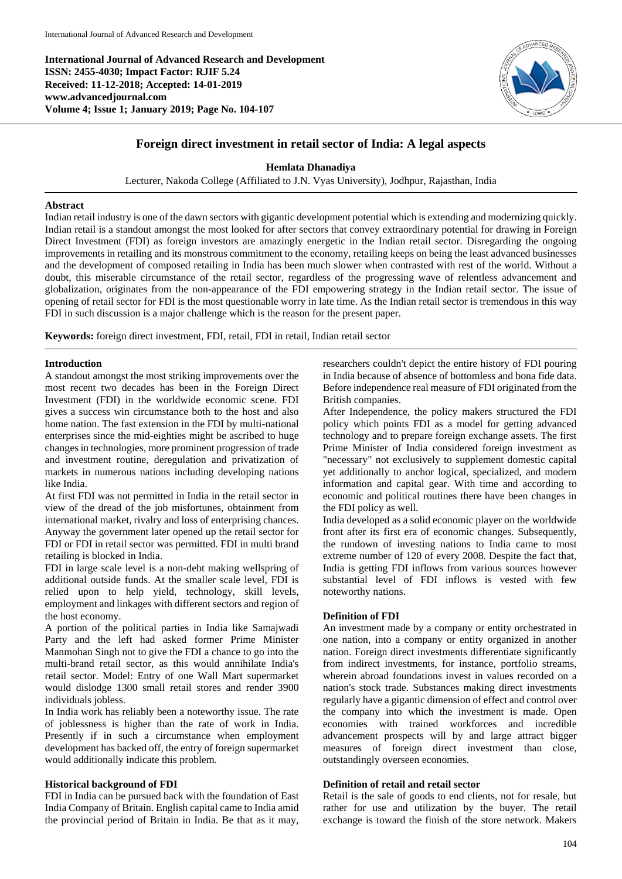**International Journal of Advanced Research and Development**
**ISSN: 2455-4030; Impact Factor: RJIF 5.24**
**Received: 11-12-2018; Accepted: 14-01-2019**
**www.advancedjournal.com**
**Volume 4; Issue 1; January 2019; Page No. 104-107**

# Foreign direct investment in retail sector of India: A legal aspects

**Hemlata Dhanadiya**

Lecturer, Nakoda College (Affiliated to J.N. Vyas University), Jodhpur, Rajasthan, India

**Abstract**

Indian retail industry is one of the dawn sectors with gigantic development potential which is extending and modernizing quickly. Indian retail is a standout amongst the most looked for after sectors that convey extraordinary potential for drawing in Foreign Direct Investment (FDI) as foreign investors are amazingly energetic in the Indian retail sector. Disregarding the ongoing improvements in retailing and its monstrous commitment to the economy, retailing keeps on being the least advanced businesses and the development of composed retailing in India has been much slower when contrasted with rest of the world. Without a doubt, this miserable circumstance of the retail sector, regardless of the progressing wave of relentless advancement and globalization, originates from the non-appearance of the FDI empowering strategy in the Indian retail sector. The issue of opening of retail sector for FDI is the most questionable worry in late time. As the Indian retail sector is tremendous in this way FDI in such discussion is a major challenge which is the reason for the present paper.

**Keywords:** foreign direct investment, FDI, retail, FDI in retail, Indian retail sector

## Introduction

A standout amongst the most striking improvements over the most recent two decades has been in the Foreign Direct Investment (FDI) in the worldwide economic scene. FDI gives a success win circumstance both to the host and also home nation. The fast extension in the FDI by multi-national enterprises since the mid-eighties might be ascribed to huge changes in technologies, more prominent progression of trade and investment routine, deregulation and privatization of markets in numerous nations including developing nations like India.

At first FDI was not permitted in India in the retail sector in view of the dread of the job misfortunes, obtainment from international market, rivalry and loss of enterprising chances. Anyway the government later opened up the retail sector for FDI or FDI in retail sector was permitted. FDI in multi brand retailing is blocked in India.

FDI in large scale level is a non-debt making wellspring of additional outside funds. At the smaller scale level, FDI is relied upon to help yield, technology, skill levels, employment and linkages with different sectors and region of the host economy.

A portion of the political parties in India like Samajwadi Party and the left had asked former Prime Minister Manmohan Singh not to give the FDI a chance to go into the multi-brand retail sector, as this would annihilate India's retail sector. Model: Entry of one Wall Mart supermarket would dislodge 1300 small retail stores and render 3900 individuals jobless.

In India work has reliably been a noteworthy issue. The rate of joblessness is higher than the rate of work in India. Presently if in such a circumstance when employment development has backed off, the entry of foreign supermarket would additionally indicate this problem.

## Historical background of FDI

FDI in India can be pursued back with the foundation of East India Company of Britain. English capital came to India amid the provincial period of Britain in India. Be that as it may, researchers couldn't depict the entire history of FDI pouring in India because of absence of bottomless and bona fide data. Before independence real measure of FDI originated from the British companies.

After Independence, the policy makers structured the FDI policy which points FDI as a model for getting advanced technology and to prepare foreign exchange assets. The first Prime Minister of India considered foreign investment as "necessary" not exclusively to supplement domestic capital yet additionally to anchor logical, specialized, and modern information and capital gear. With time and according to economic and political routines there have been changes in the FDI policy as well.

India developed as a solid economic player on the worldwide front after its first era of economic changes. Subsequently, the rundown of investing nations to India came to most extreme number of 120 of every 2008. Despite the fact that, India is getting FDI inflows from various sources however substantial level of FDI inflows is vested with few noteworthy nations.

## Definition of FDI

An investment made by a company or entity orchestrated in one nation, into a company or entity organized in another nation. Foreign direct investments differentiate significantly from indirect investments, for instance, portfolio streams, wherein abroad foundations invest in values recorded on a nation's stock trade. Substances making direct investments regularly have a gigantic dimension of effect and control over the company into which the investment is made. Open economies with trained workforces and incredible advancement prospects will by and large attract bigger measures of foreign direct investment than close, outstandingly overseen economies.

## Definition of retail and retail sector

Retail is the sale of goods to end clients, not for resale, but rather for use and utilization by the buyer. The retail exchange is toward the finish of the store network. Makers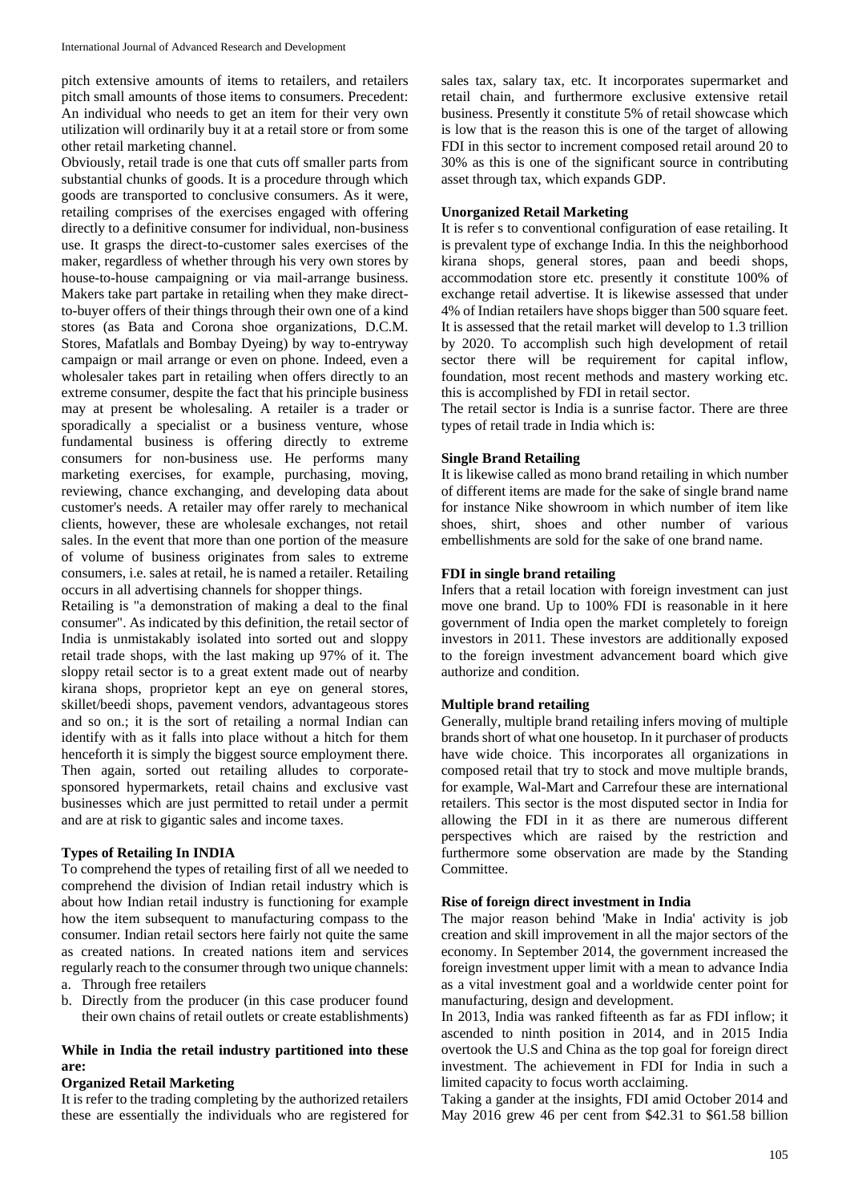pitch extensive amounts of items to retailers, and retailers pitch small amounts of those items to consumers. Precedent: An individual who needs to get an item for their very own utilization will ordinarily buy it at a retail store or from some other retail marketing channel.

Obviously, retail trade is one that cuts off smaller parts from substantial chunks of goods. It is a procedure through which goods are transported to conclusive consumers. As it were, retailing comprises of the exercises engaged with offering directly to a definitive consumer for individual, non-business use. It grasps the direct-to-customer sales exercises of the maker, regardless of whether through his very own stores by house-to-house campaigning or via mail-arrange business. Makers take part partake in retailing when they make direct-to-buyer offers of their things through their own one of a kind stores (as Bata and Corona shoe organizations, D.C.M. Stores, Mafatlals and Bombay Dyeing) by way to-entryway campaign or mail arrange or even on phone. Indeed, even a wholesaler takes part in retailing when offers directly to an extreme consumer, despite the fact that his principle business may at present be wholesaling. A retailer is a trader or sporadically a specialist or a business venture, whose fundamental business is offering directly to extreme consumers for non-business use. He performs many marketing exercises, for example, purchasing, moving, reviewing, chance exchanging, and developing data about customer's needs. A retailer may offer rarely to mechanical clients, however, these are wholesale exchanges, not retail sales. In the event that more than one portion of the measure of volume of business originates from sales to extreme consumers, i.e. sales at retail, he is named a retailer. Retailing occurs in all advertising channels for shopper things.

Retailing is "a demonstration of making a deal to the final consumer". As indicated by this definition, the retail sector of India is unmistakably isolated into sorted out and sloppy retail trade shops, with the last making up 97% of it. The sloppy retail sector is to a great extent made out of nearby kirana shops, proprietor kept an eye on general stores, skillet/beedi shops, pavement vendors, advantageous stores and so on.; it is the sort of retailing a normal Indian can identify with as it falls into place without a hitch for them henceforth it is simply the biggest source employment there. Then again, sorted out retailing alludes to corporate-sponsored hypermarkets, retail chains and exclusive vast businesses which are just permitted to retail under a permit and are at risk to gigantic sales and income taxes.

### Types of Retailing In INDIA

To comprehend the types of retailing first of all we needed to comprehend the division of Indian retail industry which is about how Indian retail industry is functioning for example how the item subsequent to manufacturing compass to the consumer. Indian retail sectors here fairly not quite the same as created nations. In created nations item and services regularly reach to the consumer through two unique channels:

a. Through free retailers
b. Directly from the producer (in this case producer found their own chains of retail outlets or create establishments)

### While in India the retail industry partitioned into these are:

#### Organized Retail Marketing

It is refer to the trading completing by the authorized retailers these are essentially the individuals who are registered for sales tax, salary tax, etc. It incorporates supermarket and retail chain, and furthermore exclusive extensive retail business. Presently it constitute 5% of retail showcase which is low that is the reason this is one of the target of allowing FDI in this sector to increment composed retail around 20 to 30% as this is one of the significant source in contributing asset through tax, which expands GDP.

#### Unorganized Retail Marketing

It is refer s to conventional configuration of ease retailing. It is prevalent type of exchange India. In this the neighborhood kirana shops, general stores, paan and beedi shops, accommodation store etc. presently it constitute 100% of exchange retail advertise. It is likewise assessed that under 4% of Indian retailers have shops bigger than 500 square feet. It is assessed that the retail market will develop to 1.3 trillion by 2020. To accomplish such high development of retail sector there will be requirement for capital inflow, foundation, most recent methods and mastery working etc. this is accomplished by FDI in retail sector.

The retail sector is India is a sunrise factor. There are three types of retail trade in India which is:

#### Single Brand Retailing

It is likewise called as mono brand retailing in which number of different items are made for the sake of single brand name for instance Nike showroom in which number of item like shoes, shirt, shoes and other number of various embellishments are sold for the sake of one brand name.

#### FDI in single brand retailing

Infers that a retail location with foreign investment can just move one brand. Up to 100% FDI is reasonable in it here government of India open the market completely to foreign investors in 2011. These investors are additionally exposed to the foreign investment advancement board which give authorize and condition.

#### Multiple brand retailing

Generally, multiple brand retailing infers moving of multiple brands short of what one housetop. In it purchaser of products have wide choice. This incorporates all organizations in composed retail that try to stock and move multiple brands, for example, Wal-Mart and Carrefour these are international retailers. This sector is the most disputed sector in India for allowing the FDI in it as there are numerous different perspectives which are raised by the restriction and furthermore some observation are made by the Standing Committee.

### Rise of foreign direct investment in India

The major reason behind 'Make in India' activity is job creation and skill improvement in all the major sectors of the economy. In September 2014, the government increased the foreign investment upper limit with a mean to advance India as a vital investment goal and a worldwide center point for manufacturing, design and development.

In 2013, India was ranked fifteenth as far as FDI inflow; it ascended to ninth position in 2014, and in 2015 India overtook the U.S and China as the top goal for foreign direct investment. The achievement in FDI for India in such a limited capacity to focus worth acclaiming.

Taking a gander at the insights, FDI amid October 2014 and May 2016 grew 46 per cent from $42.31 to $61.58 billion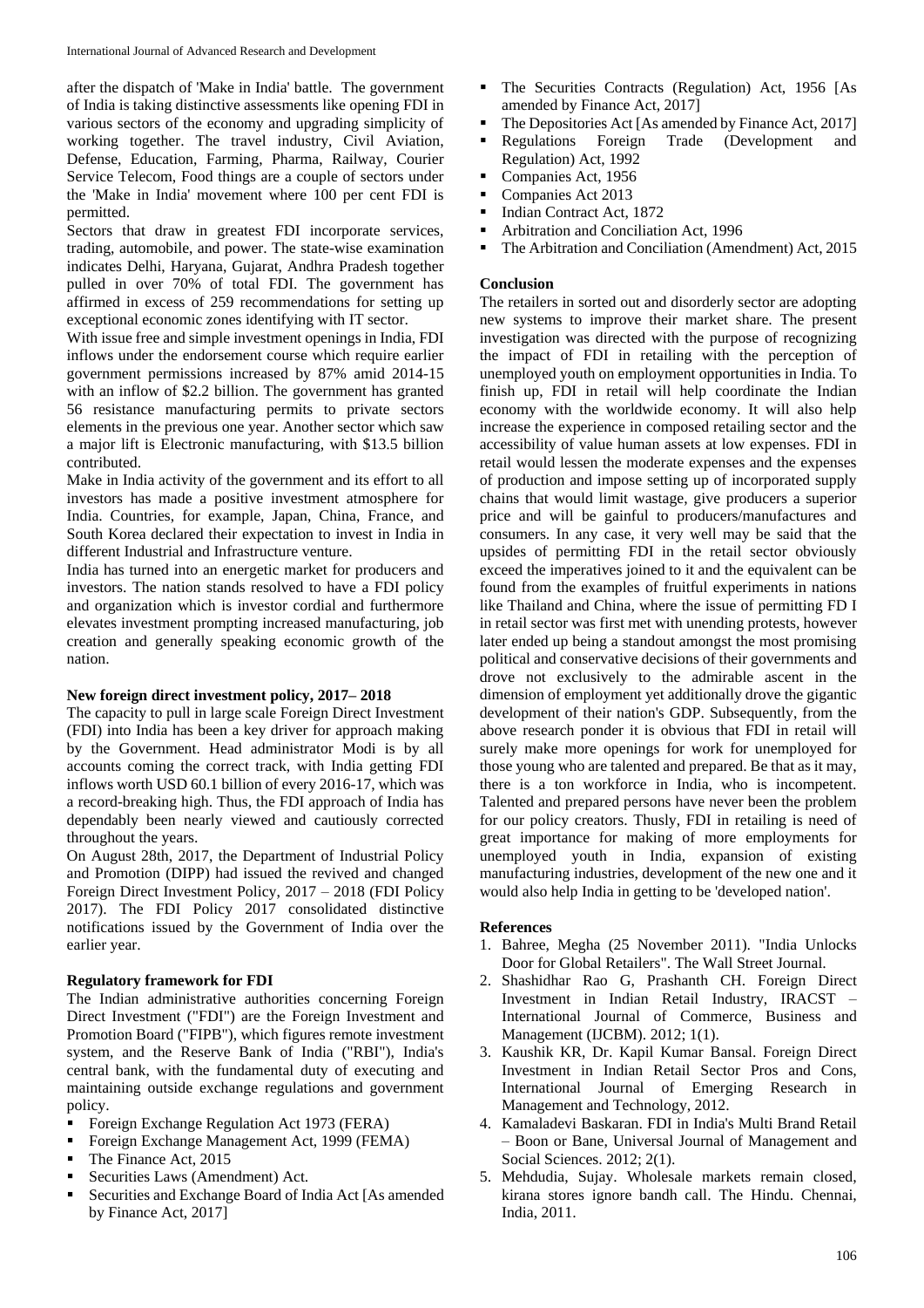after the dispatch of 'Make in India' battle. The government of India is taking distinctive assessments like opening FDI in various sectors of the economy and upgrading simplicity of working together. The travel industry, Civil Aviation, Defense, Education, Farming, Pharma, Railway, Courier Service Telecom, Food things are a couple of sectors under the 'Make in India' movement where 100 per cent FDI is permitted.

Sectors that draw in greatest FDI incorporate services, trading, automobile, and power. The state-wise examination indicates Delhi, Haryana, Gujarat, Andhra Pradesh together pulled in over 70% of total FDI. The government has affirmed in excess of 259 recommendations for setting up exceptional economic zones identifying with IT sector.

With issue free and simple investment openings in India, FDI inflows under the endorsement course which require earlier government permissions increased by 87% amid 2014-15 with an inflow of $2.2 billion. The government has granted 56 resistance manufacturing permits to private sectors elements in the previous one year. Another sector which saw a major lift is Electronic manufacturing, with $13.5 billion contributed.

Make in India activity of the government and its effort to all investors has made a positive investment atmosphere for India. Countries, for example, Japan, China, France, and South Korea declared their expectation to invest in India in different Industrial and Infrastructure venture.

India has turned into an energetic market for producers and investors. The nation stands resolved to have a FDI policy and organization which is investor cordial and furthermore elevates investment prompting increased manufacturing, job creation and generally speaking economic growth of the nation.

### New foreign direct investment policy, 2017– 2018

The capacity to pull in large scale Foreign Direct Investment (FDI) into India has been a key driver for approach making by the Government. Head administrator Modi is by all accounts coming the correct track, with India getting FDI inflows worth USD 60.1 billion every 2016-17, which was a record-breaking high. Thus, the FDI approach of India has dependably been nearly viewed and cautiously corrected throughout the years.

On August 28th, 2017, the Department of Industrial Policy and Promotion (DIPP) had issued the revived and changed Foreign Direct Investment Policy, 2017 – 2018 (FDI Policy 2017). The FDI Policy 2017 consolidated distinctive notifications issued by the Government of India over the earlier year.

### Regulatory framework for FDI

The Indian administrative authorities concerning Foreign Direct Investment ("FDI") are the Foreign Investment and Promotion Board ("FIPB"), which figures remote investment system, and the Reserve Bank of India ("RBI"), India's central bank, with the fundamental duty of executing and maintaining outside exchange regulations and government policy.

- Foreign Exchange Regulation Act 1973 (FERA)
- Foreign Exchange Management Act, 1999 (FEMA)
- The Finance Act, 2015
- Securities Laws (Amendment) Act.
- Securities and Exchange Board of India Act [As amended by Finance Act, 2017]
- The Securities Contracts (Regulation) Act, 1956 [As amended by Finance Act, 2017]
- The Depositories Act [As amended by Finance Act, 2017]
- Regulations Foreign Trade (Development and Regulation) Act, 1992
- Companies Act, 1956
- Companies Act 2013
- Indian Contract Act, 1872
- Arbitration and Conciliation Act, 1996
- The Arbitration and Conciliation (Amendment) Act, 2015

### Conclusion

The retailers in sorted out and disorderly sector are adopting new systems to improve their market share. The present investigation was directed with the purpose of recognizing the impact of FDI in retailing with the perception of unemployed youth on employment opportunities in India. To finish up, FDI in retail will help coordinate the Indian economy with the worldwide economy. It will also help increase the experience in composed retailing sector and the accessibility of value human assets at low expenses. FDI in retail would lessen the moderate expenses and the expenses of production and impose setting up of incorporated supply chains that would limit wastage, give producers a superior price and will be gainful to producers/manufactures and consumers. In any case, it very well may be said that the upsides of permitting FDI in the retail sector obviously exceed the imperatives joined to it and the equivalent can be found from the examples of fruitful experiments in nations like Thailand and China, where the issue of permitting FD I in retail sector was first met with unending protests, however later ended up being a standout amongst the most promising political and conservative decisions of their governments and drove not exclusively to the admirable ascent in the dimension of employment yet additionally drove the gigantic development of their nation's GDP. Subsequently, from the above research ponder it is obvious that FDI in retail will surely make more openings for work for unemployed for those young who are talented and prepared. Be that as it may, there is a ton workforce in India, who is incompetent. Talented and prepared persons have never been the problem for our policy creators. Thusly, FDI in retailing is need of great importance for making of more employments for unemployed youth in India, expansion of existing manufacturing industries, development of the new one and it would also help India in getting to be 'developed nation'.

### References

1. Bahree, Megha (25 November 2011). "India Unlocks Door for Global Retailers". The Wall Street Journal.
2. Shashidhar Rao G, Prashanth CH. Foreign Direct Investment in Indian Retail Industry, IRACST – International Journal of Commerce, Business and Management (IJCBM). 2012; 1(1).
3. Kaushik KR, Dr. Kapil Kumar Bansal. Foreign Direct Investment in Indian Retail Sector Pros and Cons, International Journal of Emerging Research in Management and Technology, 2012.
4. Kamaladevi Baskaran. FDI in India's Multi Brand Retail – Boon or Bane, Universal Journal of Management and Social Sciences. 2012; 2(1).
5. Mehdudia, Sujay. Wholesale markets remain closed, kirana stores ignore bandh call. The Hindu. Chennai, India, 2011.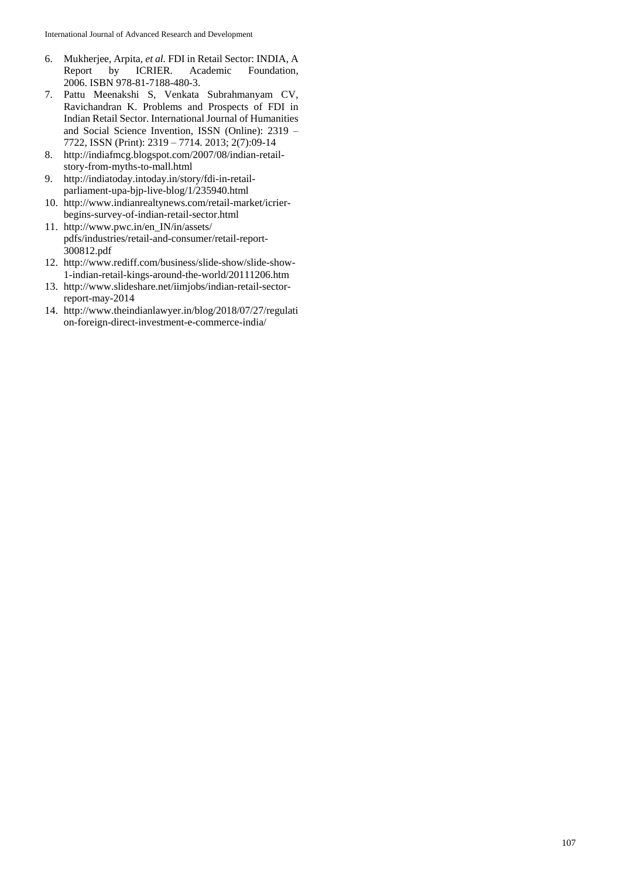6. Mukherjee, Arpita, *et al.* FDI in Retail Sector: INDIA, A Report by ICRIER. Academic Foundation, 2006. ISBN 978-81-7188-480-3.
7. Pattu Meenakshi S, Venkata Subrahmanyam CV, Ravichandran K. Problems and Prospects of FDI in Indian Retail Sector. International Journal of Humanities and Social Science Invention, ISSN (Online): 2319 – 7722, ISSN (Print): 2319 – 7714. 2013; 2(7):09-14
8. http://indiafmcg.blogspot.com/2007/08/indian-retail-story-from-myths-to-mall.html
9. http://indiatoday.intoday.in/story/fdi-in-retail-parliament-upa-bjp-live-blog/1/235940.html
10. http://www.indianrealtynews.com/retail-market/icrier-begins-survey-of-indian-retail-sector.html
11. http://www.pwc.in/en_IN/in/assets/ pdfs/industries/retail-and-consumer/retail-report-300812.pdf
12. http://www.rediff.com/business/slide-show/slide-show-1-indian-retail-kings-around-the-world/20111206.htm
13. http://www.slideshare.net/iimjobs/indian-retail-sector-report-may-2014
14. http://www.theindianlawyer.in/blog/2018/07/27/regulation-foreign-direct-investment-e-commerce-india/